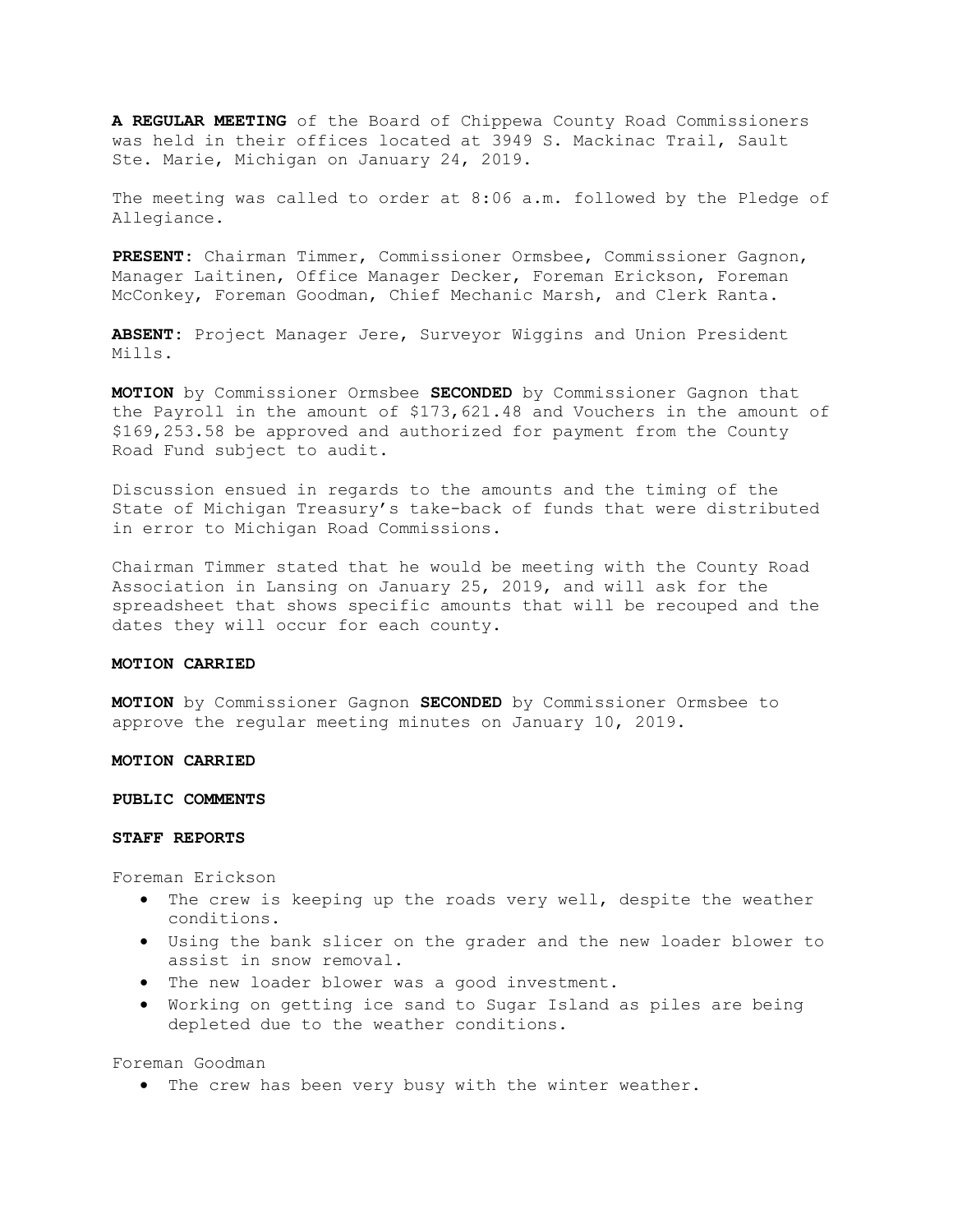**A REGULAR MEETING** of the Board of Chippewa County Road Commissioners was held in their offices located at 3949 S. Mackinac Trail, Sault Ste. Marie, Michigan on January 24, 2019.

The meeting was called to order at 8:06 a.m. followed by the Pledge of Allegiance.

**PRESENT**: Chairman Timmer, Commissioner Ormsbee, Commissioner Gagnon, Manager Laitinen, Office Manager Decker, Foreman Erickson, Foreman McConkey, Foreman Goodman, Chief Mechanic Marsh, and Clerk Ranta.

**ABSENT**: Project Manager Jere, Surveyor Wiggins and Union President Mills.

**MOTION** by Commissioner Ormsbee **SECONDED** by Commissioner Gagnon that the Payroll in the amount of $173,621.48 and Vouchers in the amount of $169,253.58 be approved and authorized for payment from the County Road Fund subject to audit.

Discussion ensued in regards to the amounts and the timing of the State of Michigan Treasury's take-back of funds that were distributed in error to Michigan Road Commissions.

Chairman Timmer stated that he would be meeting with the County Road Association in Lansing on January 25, 2019, and will ask for the spreadsheet that shows specific amounts that will be recouped and the dates they will occur for each county.

**MOTION CARRIED**

**MOTION** by Commissioner Gagnon **SECONDED** by Commissioner Ormsbee to approve the regular meeting minutes on January 10, 2019.

**MOTION CARRIED**

**PUBLIC COMMENTS**

**STAFF REPORTS**

Foreman Erickson

- The crew is keeping up the roads very well, despite the weather conditions.
- Using the bank slicer on the grader and the new loader blower to assist in snow removal.
- The new loader blower was a good investment.
- Working on getting ice sand to Sugar Island as piles are being depleted due to the weather conditions.

Foreman Goodman

- The crew has been very busy with the winter weather.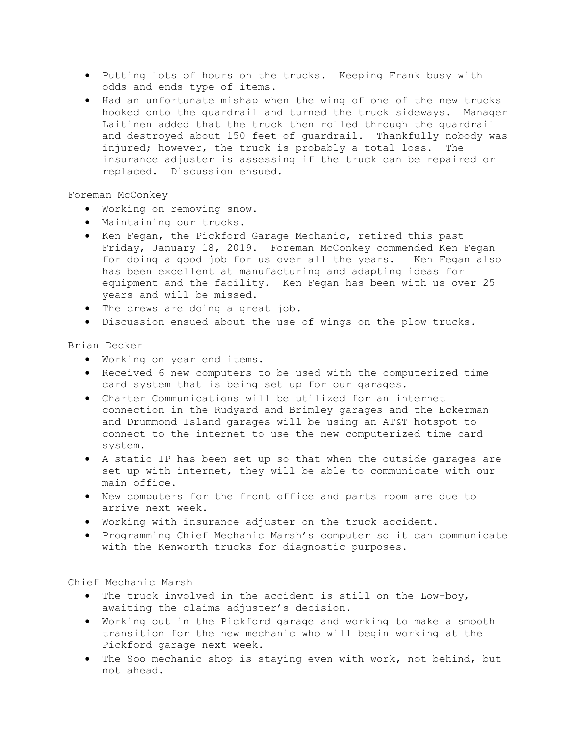- Putting lots of hours on the trucks. Keeping Frank busy with odds and ends type of items.
- Had an unfortunate mishap when the wing of one of the new trucks hooked onto the guardrail and turned the truck sideways. Manager Laitinen added that the truck then rolled through the guardrail and destroyed about 150 feet of guardrail. Thankfully nobody was injured; however, the truck is probably a total loss. The insurance adjuster is assessing if the truck can be repaired or replaced. Discussion ensued.

Foreman McConkey

- Working on removing snow.
- Maintaining our trucks.
- Ken Fegan, the Pickford Garage Mechanic, retired this past Friday, January 18, 2019. Foreman McConkey commended Ken Fegan for doing a good job for us over all the years. Ken Fegan also has been excellent at manufacturing and adapting ideas for equipment and the facility. Ken Fegan has been with us over 25 years and will be missed.
- The crews are doing a great job.
- Discussion ensued about the use of wings on the plow trucks.

Brian Decker

- Working on year end items.
- Received 6 new computers to be used with the computerized time card system that is being set up for our garages.
- Charter Communications will be utilized for an internet connection in the Rudyard and Brimley garages and the Eckerman and Drummond Island garages will be using an AT&T hotspot to connect to the internet to use the new computerized time card system.
- A static IP has been set up so that when the outside garages are set up with internet, they will be able to communicate with our main office.
- New computers for the front office and parts room are due to arrive next week.
- Working with insurance adjuster on the truck accident.
- Programming Chief Mechanic Marsh's computer so it can communicate with the Kenworth trucks for diagnostic purposes.

Chief Mechanic Marsh

- The truck involved in the accident is still on the Low-boy, awaiting the claims adjuster's decision.
- Working out in the Pickford garage and working to make a smooth transition for the new mechanic who will begin working at the Pickford garage next week.
- The Soo mechanic shop is staying even with work, not behind, but not ahead.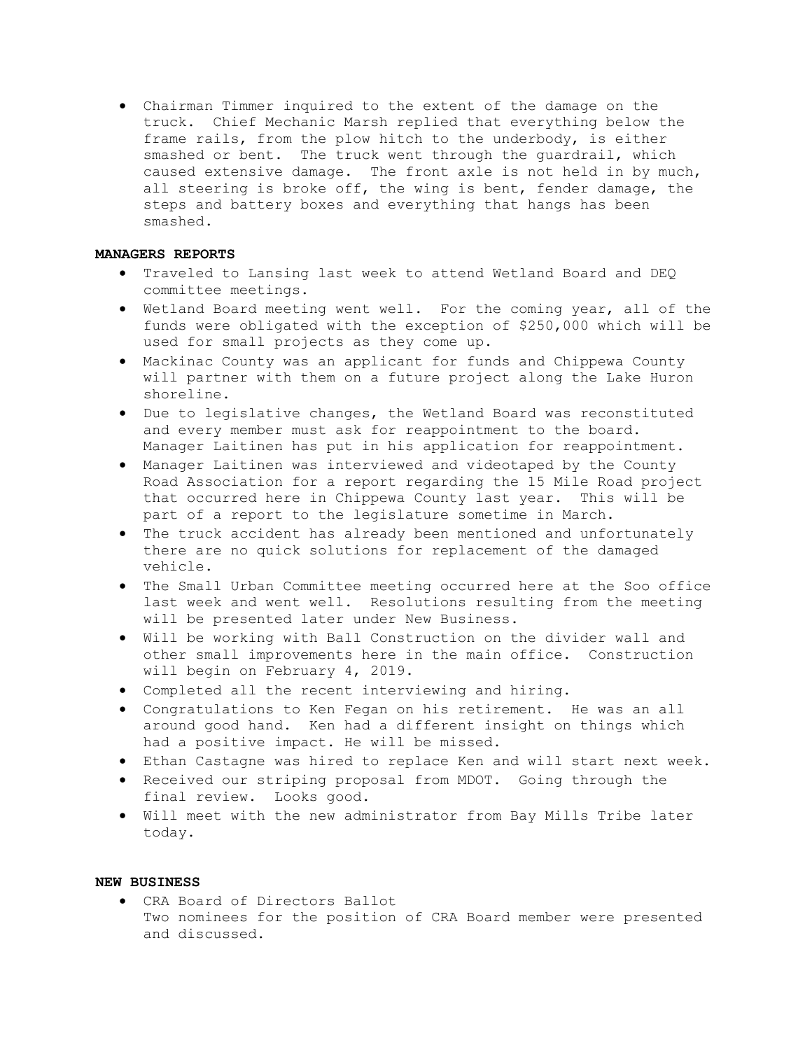- Chairman Timmer inquired to the extent of the damage on the truck. Chief Mechanic Marsh replied that everything below the frame rails, from the plow hitch to the underbody, is either smashed or bent. The truck went through the guardrail, which caused extensive damage. The front axle is not held in by much, all steering is broke off, the wing is bent, fender damage, the steps and battery boxes and everything that hangs has been smashed.

**MANAGERS REPORTS**

- Traveled to Lansing last week to attend Wetland Board and DEQ committee meetings.
- Wetland Board meeting went well. For the coming year, all of the funds were obligated with the exception of $250,000 which will be used for small projects as they come up.
- Mackinac County was an applicant for funds and Chippewa County will partner with them on a future project along the Lake Huron shoreline.
- Due to legislative changes, the Wetland Board was reconstituted and every member must ask for reappointment to the board. Manager Laitinen has put in his application for reappointment.
- Manager Laitinen was interviewed and videotaped by the County Road Association for a report regarding the 15 Mile Road project that occurred here in Chippewa County last year. This will be part of a report to the legislature sometime in March.
- The truck accident has already been mentioned and unfortunately there are no quick solutions for replacement of the damaged vehicle.
- The Small Urban Committee meeting occurred here at the Soo office last week and went well. Resolutions resulting from the meeting will be presented later under New Business.
- Will be working with Ball Construction on the divider wall and other small improvements here in the main office. Construction will begin on February 4, 2019.
- Completed all the recent interviewing and hiring.
- Congratulations to Ken Fegan on his retirement. He was an all around good hand. Ken had a different insight on things which had a positive impact. He will be missed.
- Ethan Castagne was hired to replace Ken and will start next week.
- Received our striping proposal from MDOT. Going through the final review. Looks good.
- Will meet with the new administrator from Bay Mills Tribe later today.

**NEW BUSINESS**

- CRA Board of Directors Ballot
  Two nominees for the position of CRA Board member were presented and discussed.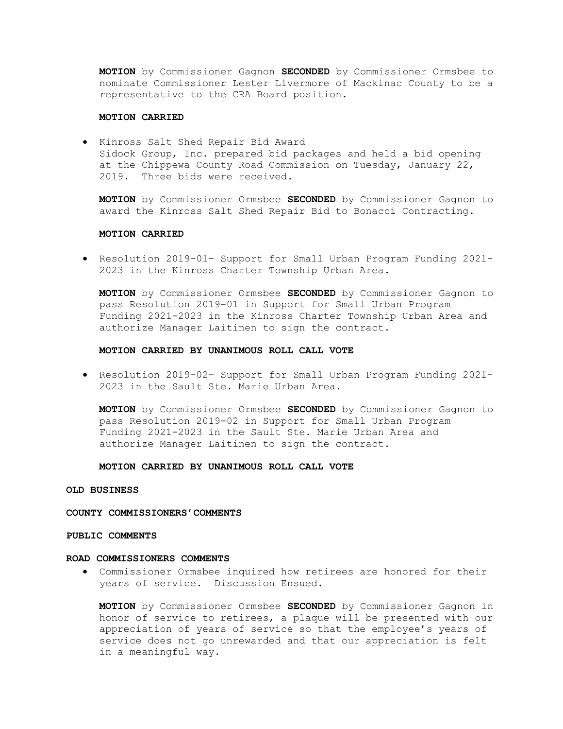**MOTION** by Commissioner Gagnon **SECONDED** by Commissioner Ormsbee to nominate Commissioner Lester Livermore of Mackinac County to be a representative to the CRA Board position.

**MOTION CARRIED**

- Kinross Salt Shed Repair Bid Award
  Sidock Group, Inc. prepared bid packages and held a bid opening at the Chippewa County Road Commission on Tuesday, January 22, 2019. Three bids were received.

  **MOTION** by Commissioner Ormsbee **SECONDED** by Commissioner Gagnon to award the Kinross Salt Shed Repair Bid to Bonacci Contracting.

  **MOTION CARRIED**

- Resolution 2019-01- Support for Small Urban Program Funding 2021-2023 in the Kinross Charter Township Urban Area.

  **MOTION** by Commissioner Ormsbee **SECONDED** by Commissioner Gagnon to pass Resolution 2019-01 in Support for Small Urban Program Funding 2021-2023 in the Kinross Charter Township Urban Area and authorize Manager Laitinen to sign the contract.

  **MOTION CARRIED BY UNANIMOUS ROLL CALL VOTE**

- Resolution 2019-02- Support for Small Urban Program Funding 2021-2023 in the Sault Ste. Marie Urban Area.

  **MOTION** by Commissioner Ormsbee **SECONDED** by Commissioner Gagnon to pass Resolution 2019-02 in Support for Small Urban Program Funding 2021-2023 in the Sault Ste. Marie Urban Area and authorize Manager Laitinen to sign the contract.

  **MOTION CARRIED BY UNANIMOUS ROLL CALL VOTE**

**OLD BUSINESS**

**COUNTY COMMISSIONERS'COMMENTS**

**PUBLIC COMMENTS**

**ROAD COMMISSIONERS COMMENTS**

- Commissioner Ormsbee inquired how retirees are honored for their years of service. Discussion Ensued.

  **MOTION** by Commissioner Ormsbee **SECONDED** by Commissioner Gagnon in honor of service to retirees, a plaque will be presented with our appreciation of years of service so that the employee's years of service does not go unrewarded and that our appreciation is felt in a meaningful way.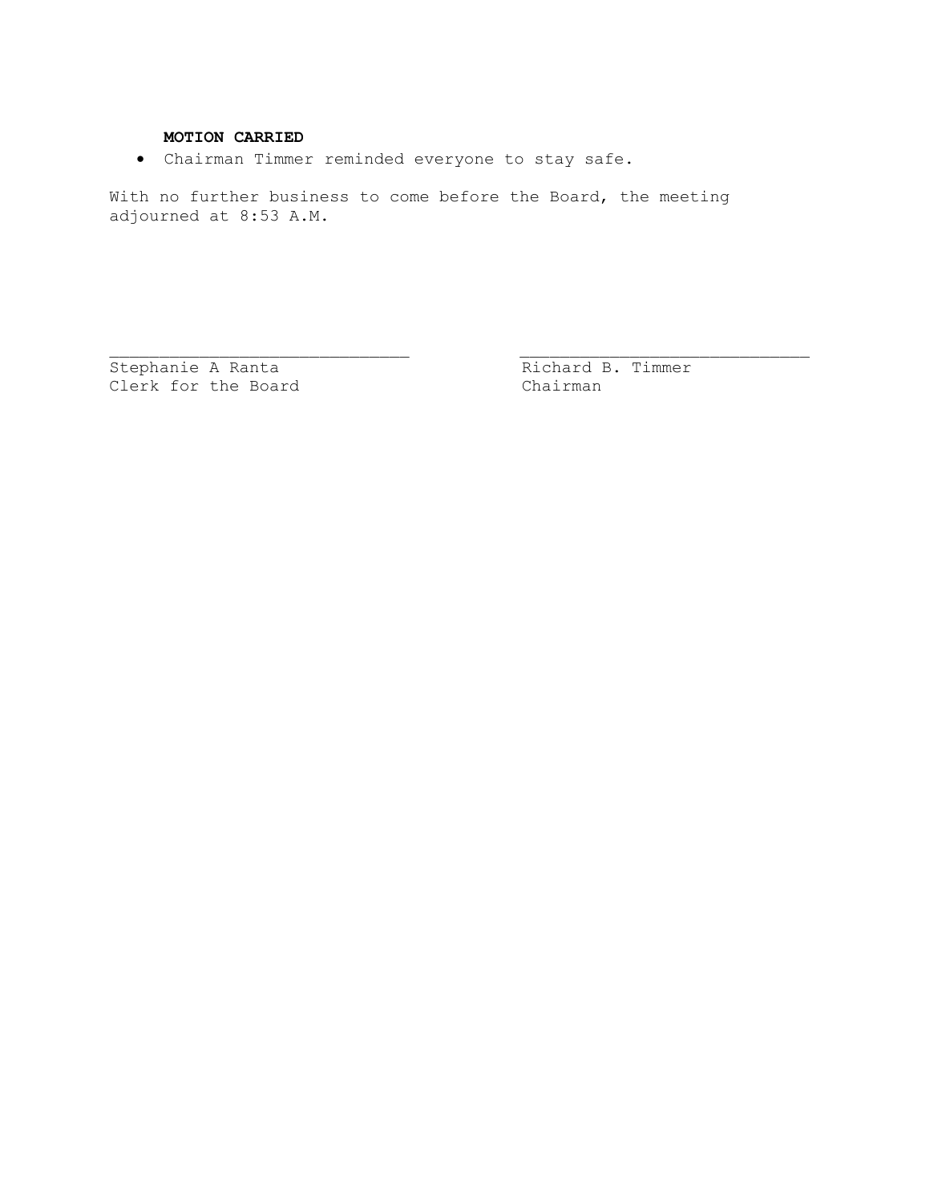**MOTION CARRIED**

- Chairman Timmer reminded everyone to stay safe.

With no further business to come before the Board, the meeting adjourned at 8:53 A.M.

| | |
|---|---|
| ______________________________ | ______________________________ |
| Stephanie A Ranta | Richard B. Timmer |
| Clerk for the Board | Chairman |